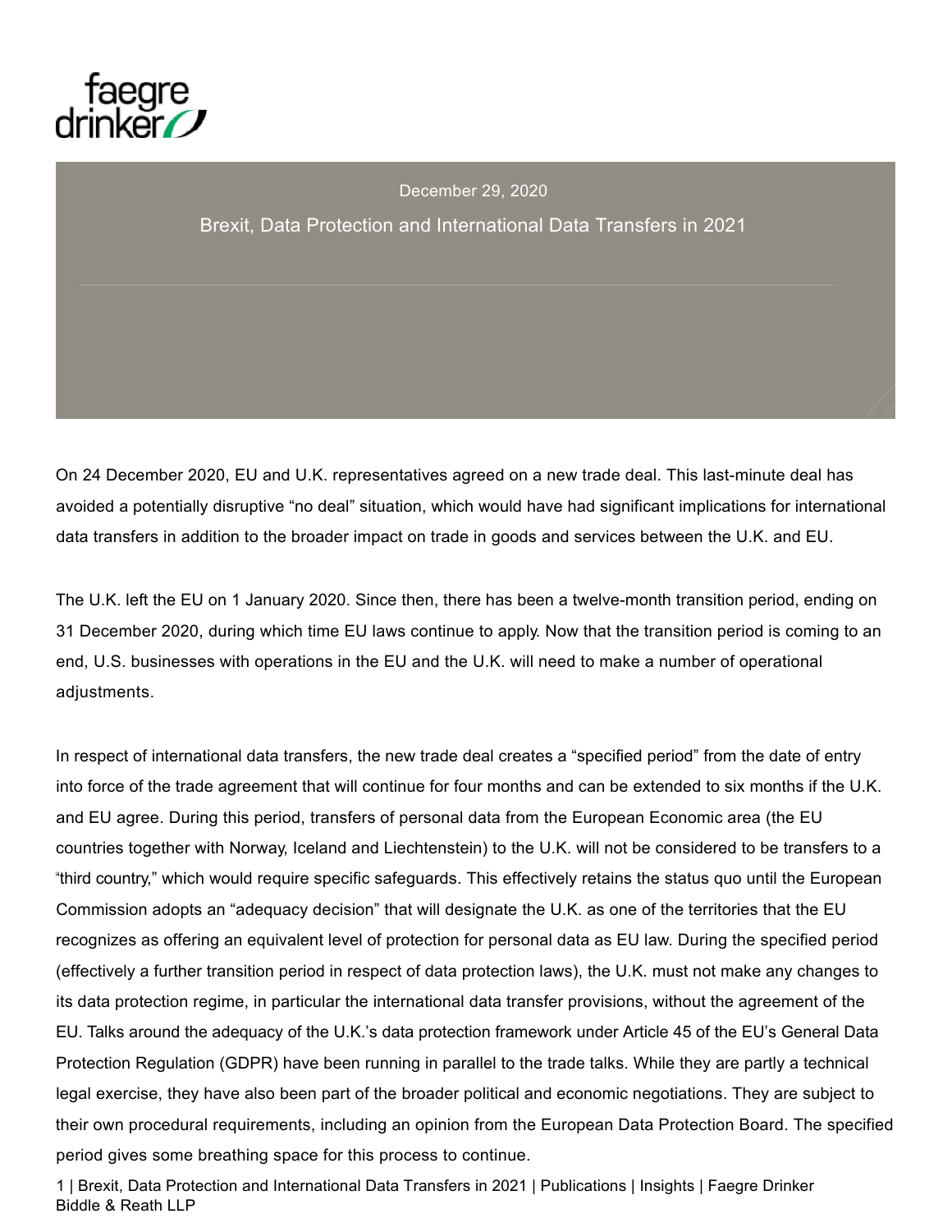faegre drinker

December 29, 2020

# Brexit, Data Protection and International Data Transfers in 2021

On 24 December 2020, EU and U.K. representatives agreed on a new trade deal. This last-minute deal has avoided a potentially disruptive "no deal" situation, which would have had significant implications for international data transfers in addition to the broader impact on trade in goods and services between the U.K. and EU.

The U.K. left the EU on 1 January 2020. Since then, there has been a twelve-month transition period, ending on 31 December 2020, during which time EU laws continue to apply. Now that the transition period is coming to an end, U.S. businesses with operations in the EU and the U.K. will need to make a number of operational adjustments.

In respect of international data transfers, the new trade deal creates a "specified period" from the date of entry into force of the trade agreement that will continue for four months and can be extended to six months if the U.K. and EU agree. During this period, transfers of personal data from the European Economic area (the EU countries together with Norway, Iceland and Liechtenstein) to the U.K. will not be considered to be transfers to a "third country," which would require specific safeguards. This effectively retains the status quo until the European Commission adopts an "adequacy decision" that will designate the U.K. as one of the territories that the EU recognizes as offering an equivalent level of protection for personal data as EU law. During the specified period (effectively a further transition period in respect of data protection laws), the U.K. must not make any changes to its data protection regime, in particular the international data transfer provisions, without the agreement of the EU. Talks around the adequacy of the U.K.'s data protection framework under Article 45 of the EU's General Data Protection Regulation (GDPR) have been running in parallel to the trade talks. While they are partly a technical legal exercise, they have also been part of the broader political and economic negotiations. They are subject to their own procedural requirements, including an opinion from the European Data Protection Board. The specified period gives some breathing space for this process to continue.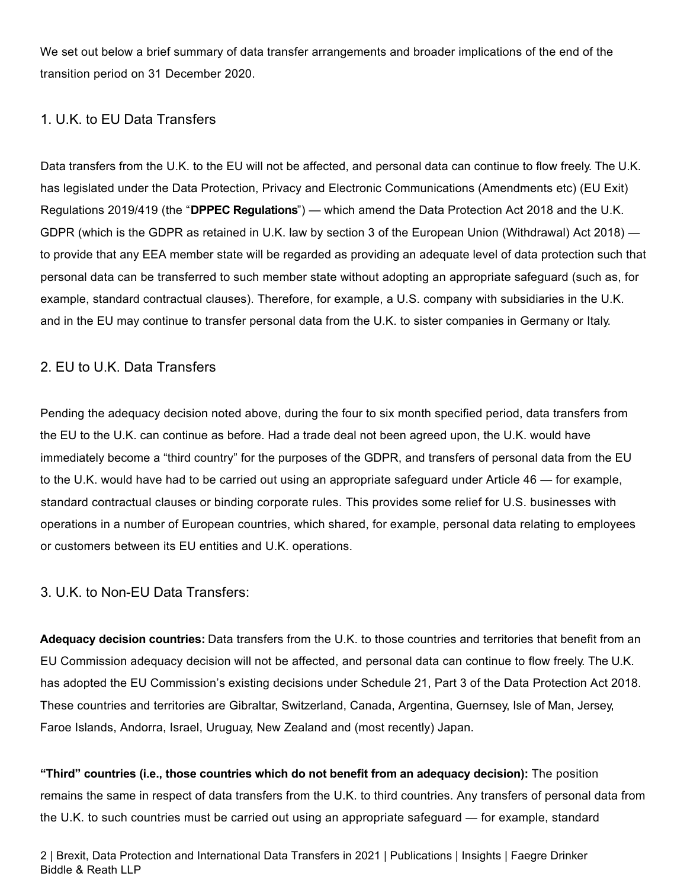We set out below a brief summary of data transfer arrangements and broader implications of the end of the transition period on 31 December 2020.

## 1. U.K. to EU Data Transfers

Data transfers from the U.K. to the EU will not be affected, and personal data can continue to flow freely. The U.K. has legislated under the Data Protection, Privacy and Electronic Communications (Amendments etc) (EU Exit) Regulations 2019/419 (the "**DPPEC Regulations**") — which amend the Data Protection Act 2018 and the U.K. GDPR (which is the GDPR as retained in U.K. law by section 3 of the European Union (Withdrawal) Act 2018) — to provide that any EEA member state will be regarded as providing an adequate level of data protection such that personal data can be transferred to such member state without adopting an appropriate safeguard (such as, for example, standard contractual clauses). Therefore, for example, a U.S. company with subsidiaries in the U.K. and in the EU may continue to transfer personal data from the U.K. to sister companies in Germany or Italy.

## 2. EU to U.K. Data Transfers

Pending the adequacy decision noted above, during the four to six month specified period, data transfers from the EU to the U.K. can continue as before. Had a trade deal not been agreed upon, the U.K. would have immediately become a "third country" for the purposes of the GDPR, and transfers of personal data from the EU to the U.K. would have had to be carried out using an appropriate safeguard under Article 46 — for example, standard contractual clauses or binding corporate rules. This provides some relief for U.S. businesses with operations in a number of European countries, which shared, for example, personal data relating to employees or customers between its EU entities and U.K. operations.

## 3. U.K. to Non-EU Data Transfers:

**Adequacy decision countries:** Data transfers from the U.K. to those countries and territories that benefit from an EU Commission adequacy decision will not be affected, and personal data can continue to flow freely. The U.K. has adopted the EU Commission's existing decisions under Schedule 21, Part 3 of the Data Protection Act 2018. These countries and territories are Gibraltar, Switzerland, Canada, Argentina, Guernsey, Isle of Man, Jersey, Faroe Islands, Andorra, Israel, Uruguay, New Zealand and (most recently) Japan.

**"Third" countries (i.e., those countries which do not benefit from an adequacy decision):** The position remains the same in respect of data transfers from the U.K. to third countries. Any transfers of personal data from the U.K. to such countries must be carried out using an appropriate safeguard — for example, standard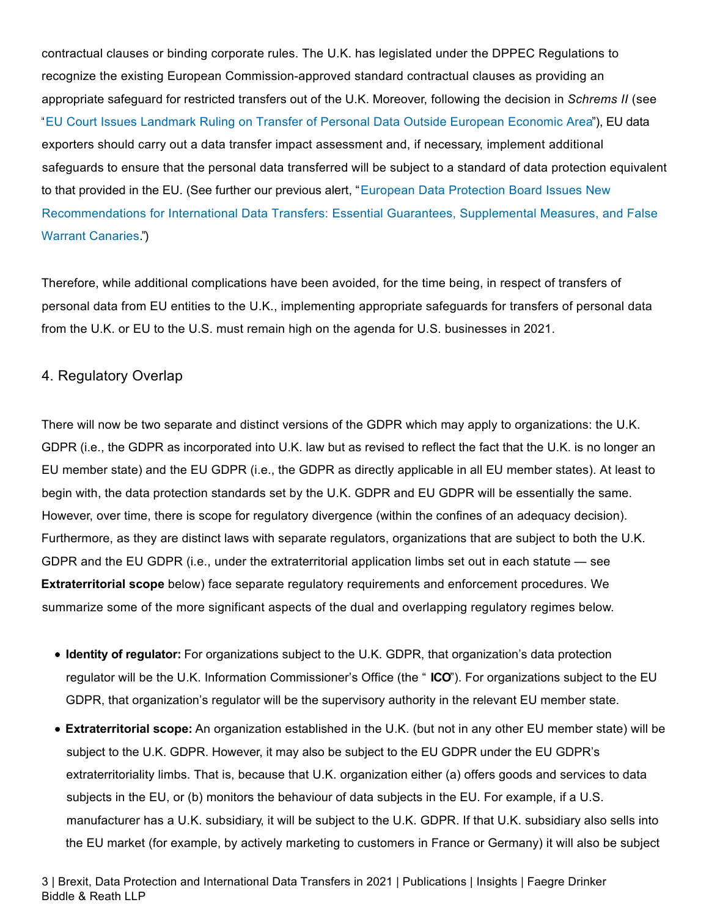contractual clauses or binding corporate rules. The U.K. has legislated under the DPPEC Regulations to recognize the existing European Commission-approved standard contractual clauses as providing an appropriate safeguard for restricted transfers out of the U.K. Moreover, following the decision in *Schrems II* (see "EU Court Issues Landmark Ruling on Transfer of Personal Data Outside European Economic Area"), EU data exporters should carry out a data transfer impact assessment and, if necessary, implement additional safeguards to ensure that the personal data transferred will be subject to a standard of data protection equivalent to that provided in the EU. (See further our previous alert, "European Data Protection Board Issues New Recommendations for International Data Transfers: Essential Guarantees, Supplemental Measures, and False Warrant Canaries.")

Therefore, while additional complications have been avoided, for the time being, in respect of transfers of personal data from EU entities to the U.K., implementing appropriate safeguards for transfers of personal data from the U.K. or EU to the U.S. must remain high on the agenda for U.S. businesses in 2021.

## 4. Regulatory Overlap

There will now be two separate and distinct versions of the GDPR which may apply to organizations: the U.K. GDPR (i.e., the GDPR as incorporated into U.K. law but as revised to reflect the fact that the U.K. is no longer an EU member state) and the EU GDPR (i.e., the GDPR as directly applicable in all EU member states). At least to begin with, the data protection standards set by the U.K. GDPR and EU GDPR will be essentially the same. However, over time, there is scope for regulatory divergence (within the confines of an adequacy decision). Furthermore, as they are distinct laws with separate regulators, organizations that are subject to both the U.K. GDPR and the EU GDPR (i.e., under the extraterritorial application limbs set out in each statute — see **Extraterritorial scope** below) face separate regulatory requirements and enforcement procedures. We summarize some of the more significant aspects of the dual and overlapping regulatory regimes below.

- **Identity of regulator:** For organizations subject to the U.K. GDPR, that organization's data protection regulator will be the U.K. Information Commissioner's Office (the " **ICO**"). For organizations subject to the EU GDPR, that organization's regulator will be the supervisory authority in the relevant EU member state.
- **Extraterritorial scope:** An organization established in the U.K. (but not in any other EU member state) will be subject to the U.K. GDPR. However, it may also be subject to the EU GDPR under the EU GDPR's extraterritoriality limbs. That is, because that U.K. organization either (a) offers goods and services to data subjects in the EU, or (b) monitors the behaviour of data subjects in the EU. For example, if a U.S. manufacturer has a U.K. subsidiary, it will be subject to the U.K. GDPR. If that U.K. subsidiary also sells into the EU market (for example, by actively marketing to customers in France or Germany) it will also be subject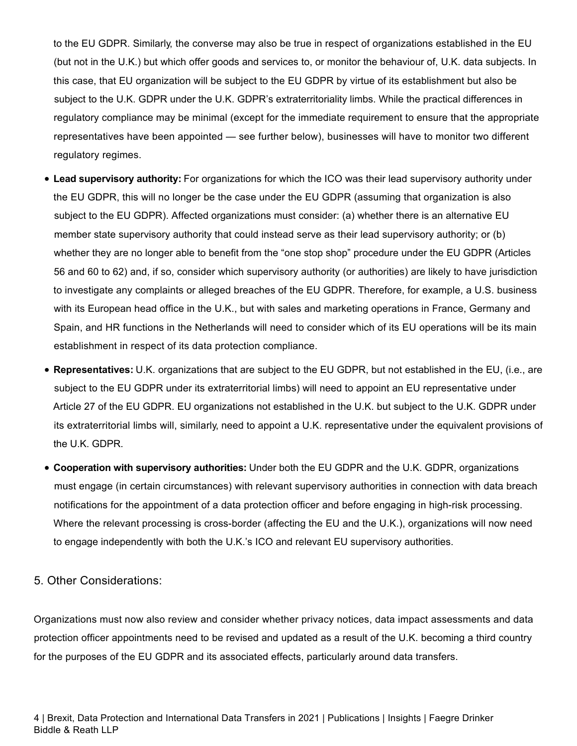to the EU GDPR. Similarly, the converse may also be true in respect of organizations established in the EU (but not in the U.K.) but which offer goods and services to, or monitor the behaviour of, U.K. data subjects. In this case, that EU organization will be subject to the EU GDPR by virtue of its establishment but also be subject to the U.K. GDPR under the U.K. GDPR's extraterritoriality limbs. While the practical differences in regulatory compliance may be minimal (except for the immediate requirement to ensure that the appropriate representatives have been appointed — see further below), businesses will have to monitor two different regulatory regimes.

- **Lead supervisory authority:** For organizations for which the ICO was their lead supervisory authority under the EU GDPR, this will no longer be the case under the EU GDPR (assuming that organization is also subject to the EU GDPR). Affected organizations must consider: (a) whether there is an alternative EU member state supervisory authority that could instead serve as their lead supervisory authority; or (b) whether they are no longer able to benefit from the "one stop shop" procedure under the EU GDPR (Articles 56 and 60 to 62) and, if so, consider which supervisory authority (or authorities) are likely to have jurisdiction to investigate any complaints or alleged breaches of the EU GDPR. Therefore, for example, a U.S. business with its European head office in the U.K., but with sales and marketing operations in France, Germany and Spain, and HR functions in the Netherlands will need to consider which of its EU operations will be its main establishment in respect of its data protection compliance.
- **Representatives:** U.K. organizations that are subject to the EU GDPR, but not established in the EU, (i.e., are subject to the EU GDPR under its extraterritorial limbs) will need to appoint an EU representative under Article 27 of the EU GDPR. EU organizations not established in the U.K. but subject to the U.K. GDPR under its extraterritorial limbs will, similarly, need to appoint a U.K. representative under the equivalent provisions of the U.K. GDPR.
- **Cooperation with supervisory authorities:** Under both the EU GDPR and the U.K. GDPR, organizations must engage (in certain circumstances) with relevant supervisory authorities in connection with data breach notifications for the appointment of a data protection officer and before engaging in high-risk processing. Where the relevant processing is cross-border (affecting the EU and the U.K.), organizations will now need to engage independently with both the U.K.'s ICO and relevant EU supervisory authorities.

## 5. Other Considerations:

Organizations must now also review and consider whether privacy notices, data impact assessments and data protection officer appointments need to be revised and updated as a result of the U.K. becoming a third country for the purposes of the EU GDPR and its associated effects, particularly around data transfers.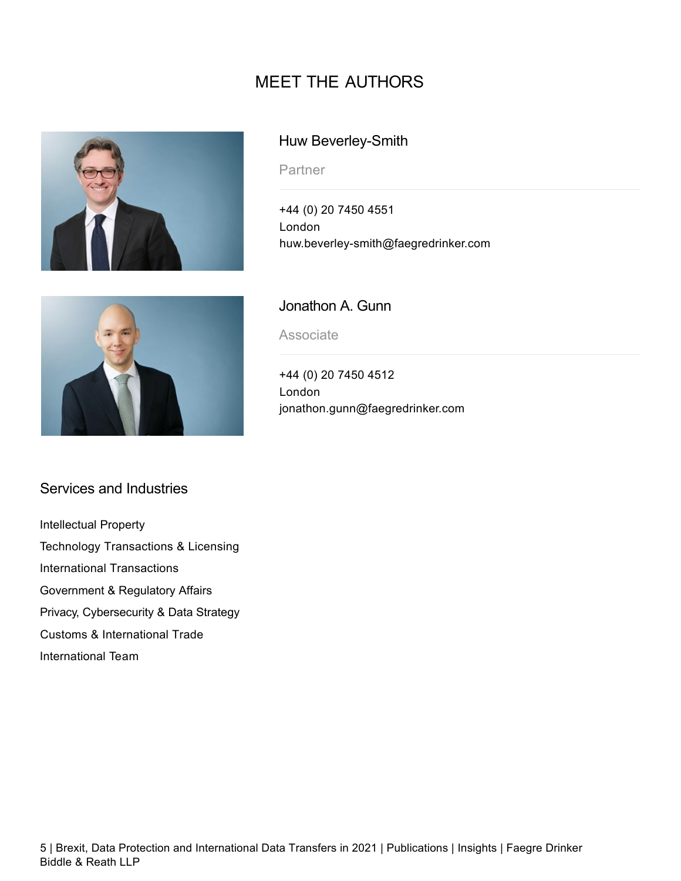# MEET THE AUTHORS

## Huw Beverley-Smith

Partner

+44 (0) 20 7450 4551
London
huw.beverley-smith@faegredrinker.com

## Jonathon A. Gunn

Associate

+44 (0) 20 7450 4512
London
jonathon.gunn@faegredrinker.com

## Services and Industries

Intellectual Property
Technology Transactions & Licensing
International Transactions
Government & Regulatory Affairs
Privacy, Cybersecurity & Data Strategy
Customs & International Trade
International Team